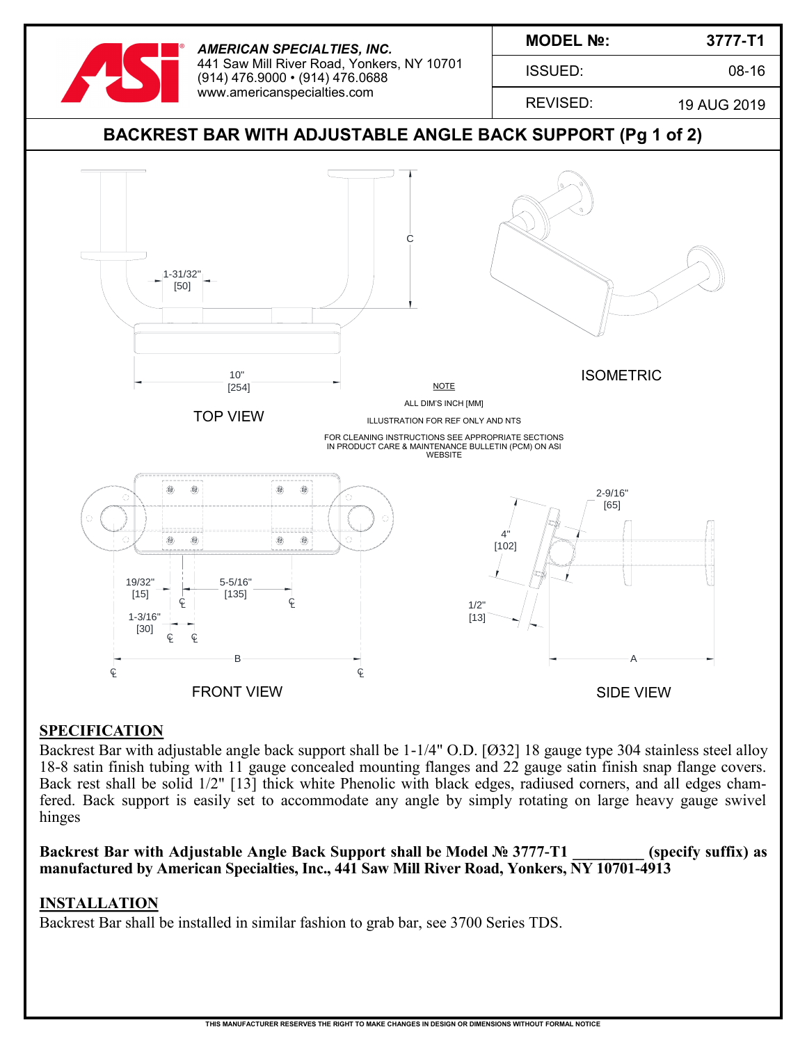**AMERICAN SPECIALTIES, INC.**
441 Saw Mill River Road, Yonkers, NY 10701
(914) 476.9000 • (914) 476.0688
www.americanspecialties.com

| MODEL №: | 3777-T1 |
| --- | --- |
| ISSUED: | 08-16 |
| REVISED: | 19 AUG 2019 |

# BACKREST BAR WITH ADJUSTABLE ANGLE BACK SUPPORT (Pg 1 of 2)

TOP VIEW

ISOMETRIC

NOTE

ALL DIM'S INCH [MM]

ILLUSTRATION FOR REF ONLY AND NTS

FOR CLEANING INSTRUCTIONS SEE APPROPRIATE SECTIONS IN PRODUCT CARE & MAINTENANCE BULLETIN (PCM) ON ASI WEBSITE

FRONT VIEW

SIDE VIEW

## SPECIFICATION

Backrest Bar with adjustable angle back support shall be 1-1/4" O.D. [Ø32] 18 gauge type 304 stainless steel alloy 18-8 satin finish tubing with 11 gauge concealed mounting flanges and 22 gauge satin finish snap flange covers. Back rest shall be solid 1/2" [13] thick white Phenolic with black edges, radiused corners, and all edges chamfered. Back support is easily set to accommodate any angle by simply rotating on large heavy gauge swivel hinges

**Backrest Bar with Adjustable Angle Back Support shall be Model № 3777-T1 _________ (specify suffix) as manufactured by American Specialties, Inc., 441 Saw Mill River Road, Yonkers, NY 10701-4913**

## INSTALLATION

Backrest Bar shall be installed in similar fashion to grab bar, see 3700 Series TDS.

THIS MANUFACTURER RESERVES THE RIGHT TO MAKE CHANGES IN DESIGN OR DIMENSIONS WITHOUT FORMAL NOTICE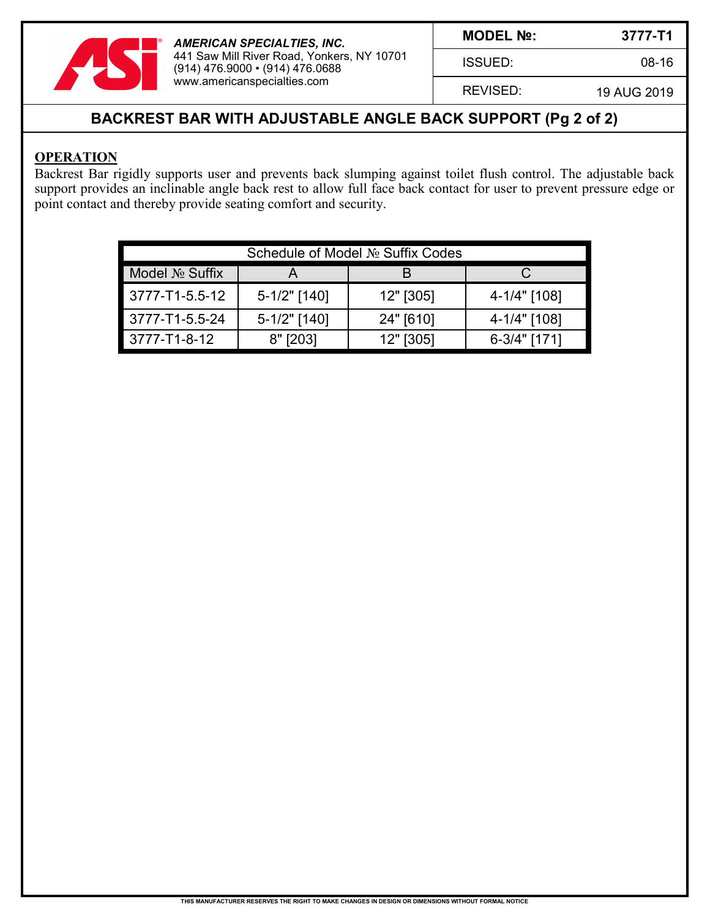AMERICAN SPECIALTIES, INC.
441 Saw Mill River Road, Yonkers, NY 10701
(914) 476.9000 • (914) 476.0688
www.americanspecialties.com

| MODEL №: | 3777-T1 |
| --- | --- |
| ISSUED: | 08-16 |
| REVISED: | 19 AUG 2019 |

# BACKREST BAR WITH ADJUSTABLE ANGLE BACK SUPPORT (Pg 2 of 2)

## OPERATION

Backrest Bar rigidly supports user and prevents back slumping against toilet flush control. The adjustable back support provides an inclinable angle back rest to allow full face back contact for user to prevent pressure edge or point contact and thereby provide seating comfort and security.

| Schedule of Model № Suffix Codes | | | |
| --- | --- | --- | --- |
| Model № Suffix | A | B | C |
| 3777-T1-5.5-12 | 5-1/2" [140] | 12" [305] | 4-1/4" [108] |
| 3777-T1-5.5-24 | 5-1/2" [140] | 24" [610] | 4-1/4" [108] |
| 3777-T1-8-12 | 8" [203] | 12" [305] | 6-3/4" [171] |

THIS MANUFACTURER RESERVES THE RIGHT TO MAKE CHANGES IN DESIGN OR DIMENSIONS WITHOUT FORMAL NOTICE